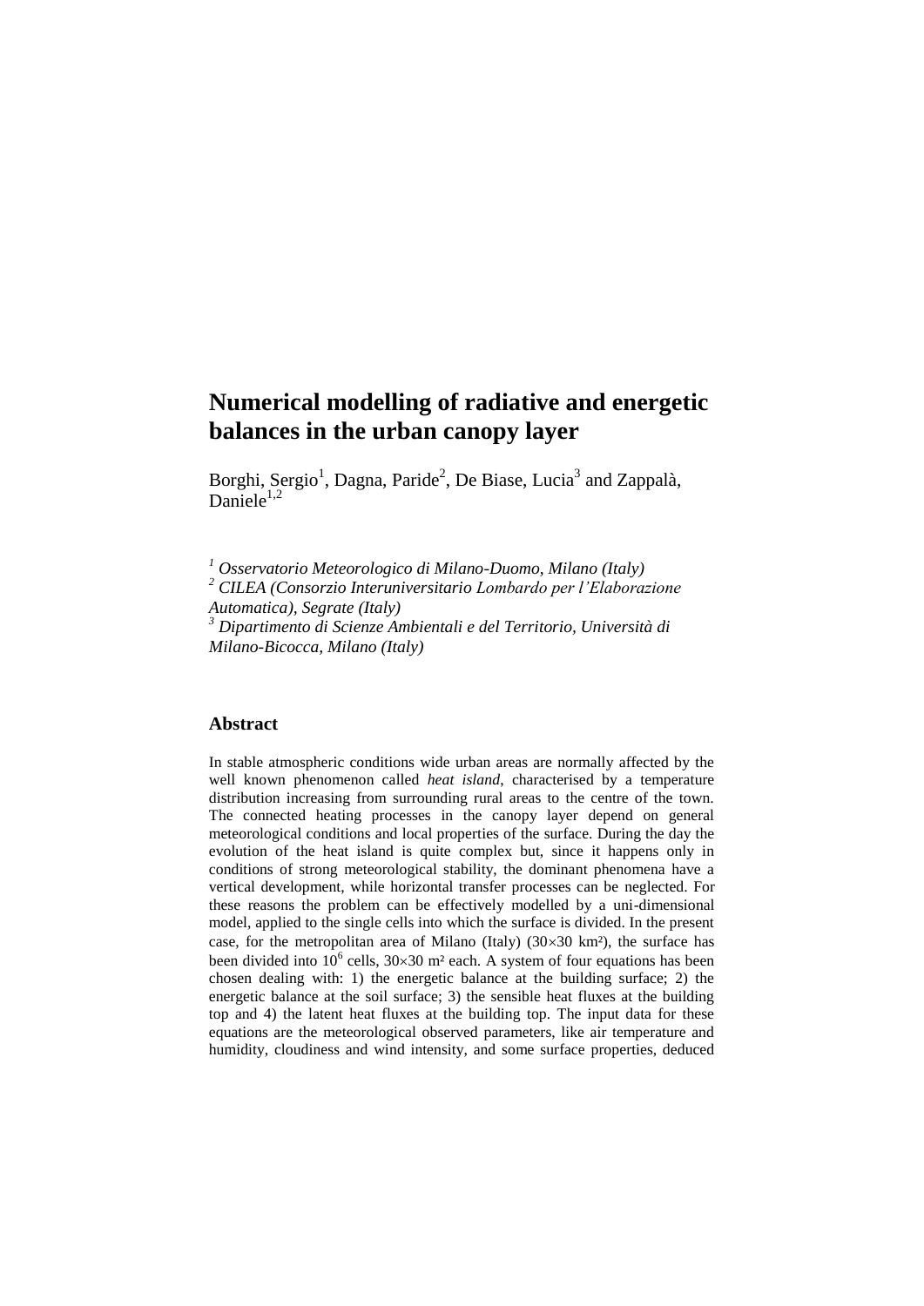# Numerical modelling of radiative and energetic balances in the urban canopy layer

Borghi, Sergio[1], Dagna, Paride[2], De Biase, Lucia[3] and Zappalà, Daniele[1,2]

[1] *Osservatorio Meteorologico di Milano-Duomo, Milano (Italy)*
[2] *CILEA (Consorzio Interuniversitario Lombardo per l'Elaborazione Automatica), Segrate (Italy)*
[3] *Dipartimento di Scienze Ambientali e del Territorio, Università di Milano-Bicocca, Milano (Italy)*

## Abstract

In stable atmospheric conditions wide urban areas are normally affected by the well known phenomenon called *heat island*, characterised by a temperature distribution increasing from surrounding rural areas to the centre of the town. The connected heating processes in the canopy layer depend on general meteorological conditions and local properties of the surface. During the day the evolution of the heat island is quite complex but, since it happens only in conditions of strong meteorological stability, the dominant phenomena have a vertical development, while horizontal transfer processes can be neglected. For these reasons the problem can be effectively modelled by a uni-dimensional model, applied to the single cells into which the surface is divided. In the present case, for the metropolitan area of Milano (Italy) ($30 \times 30$ km²), the surface has been divided into $10^6$ cells, $30 \times 30$ m² each. A system of four equations has been chosen dealing with: 1) the energetic balance at the building surface; 2) the energetic balance at the soil surface; 3) the sensible heat fluxes at the building top and 4) the latent heat fluxes at the building top. The input data for these equations are the meteorological observed parameters, like air temperature and humidity, cloudiness and wind intensity, and some surface properties, deduced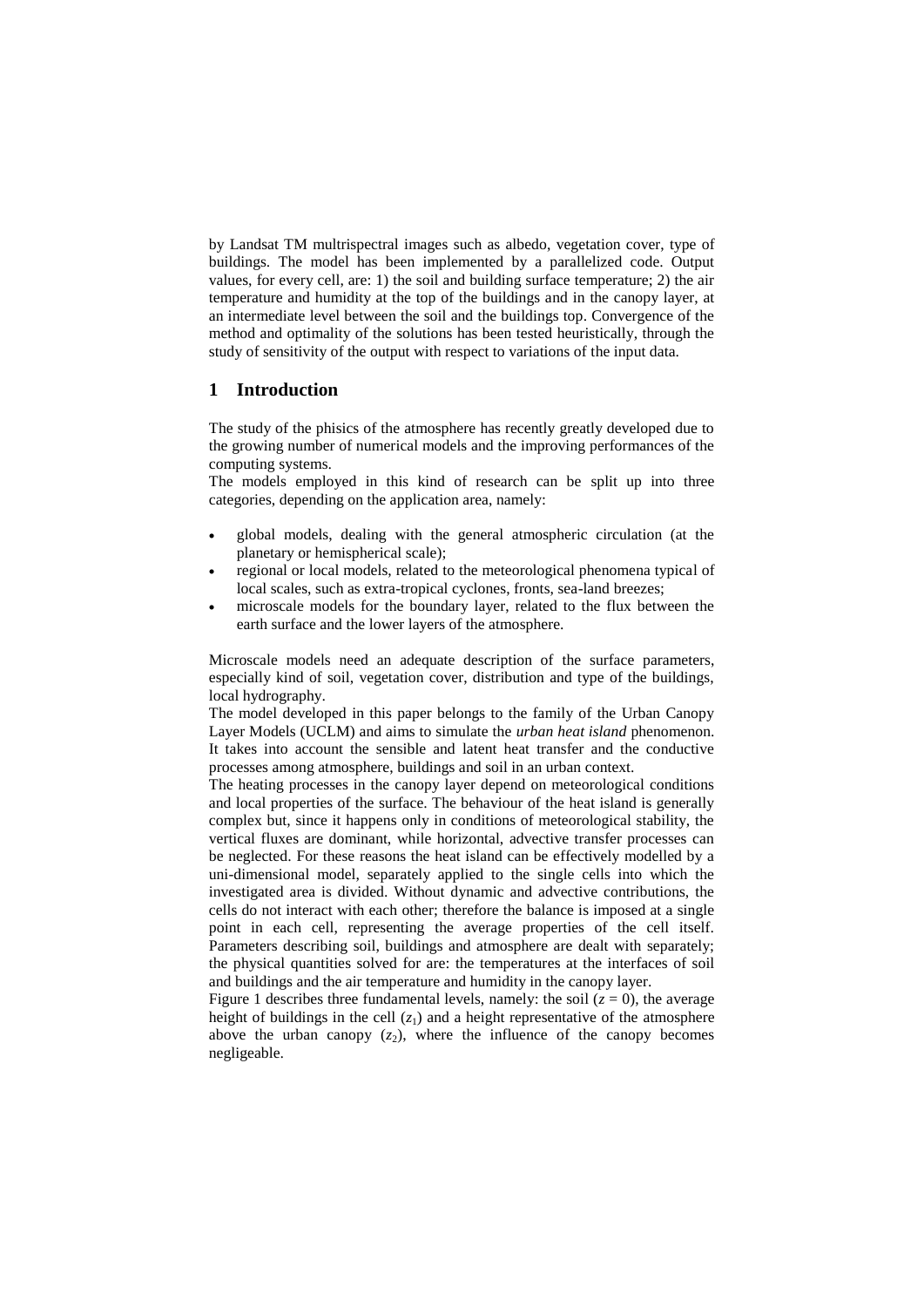by Landsat TM multispectral images such as albedo, vegetation cover, type of buildings. The model has been implemented by a parallelized code. Output values, for every cell, are: 1) the soil and building surface temperature; 2) the air temperature and humidity at the top of the buildings and in the canopy layer, at an intermediate level between the soil and the buildings top. Convergence of the method and optimality of the solutions has been tested heuristically, through the study of sensitivity of the output with respect to variations of the input data.

## 1 Introduction

The study of the phisics of the atmosphere has recently greatly developed due to the growing number of numerical models and the improving performances of the computing systems.
The models employed in this kind of research can be split up into three categories, depending on the application area, namely:

- global models, dealing with the general atmospheric circulation (at the planetary or hemispherical scale);
- regional or local models, related to the meteorological phenomena typical of local scales, such as extra-tropical cyclones, fronts, sea-land breezes;
- microscale models for the boundary layer, related to the flux between the earth surface and the lower layers of the atmosphere.

Microscale models need an adequate description of the surface parameters, especially kind of soil, vegetation cover, distribution and type of the buildings, local hydrography.
The model developed in this paper belongs to the family of the Urban Canopy Layer Models (UCLM) and aims to simulate the *urban heat island* phenomenon. It takes into account the sensible and latent heat transfer and the conductive processes among atmosphere, buildings and soil in an urban context.
The heating processes in the canopy layer depend on meteorological conditions and local properties of the surface. The behaviour of the heat island is generally complex but, since it happens only in conditions of meteorological stability, the vertical fluxes are dominant, while horizontal, advective transfer processes can be neglected. For these reasons the heat island can be effectively modelled by a uni-dimensional model, separately applied to the single cells into which the investigated area is divided. Without dynamic and advective contributions, the cells do not interact with each other; therefore the balance is imposed at a single point in each cell, representing the average properties of the cell itself. Parameters describing soil, buildings and atmosphere are dealt with separately; the physical quantities solved for are: the temperatures at the interfaces of soil and buildings and the air temperature and humidity in the canopy layer.
Figure 1 describes three fundamental levels, namely: the soil ($z = 0$), the average height of buildings in the cell ($z_1$) and a height representative of the atmosphere above the urban canopy ($z_2$), where the influence of the canopy becomes negligeable.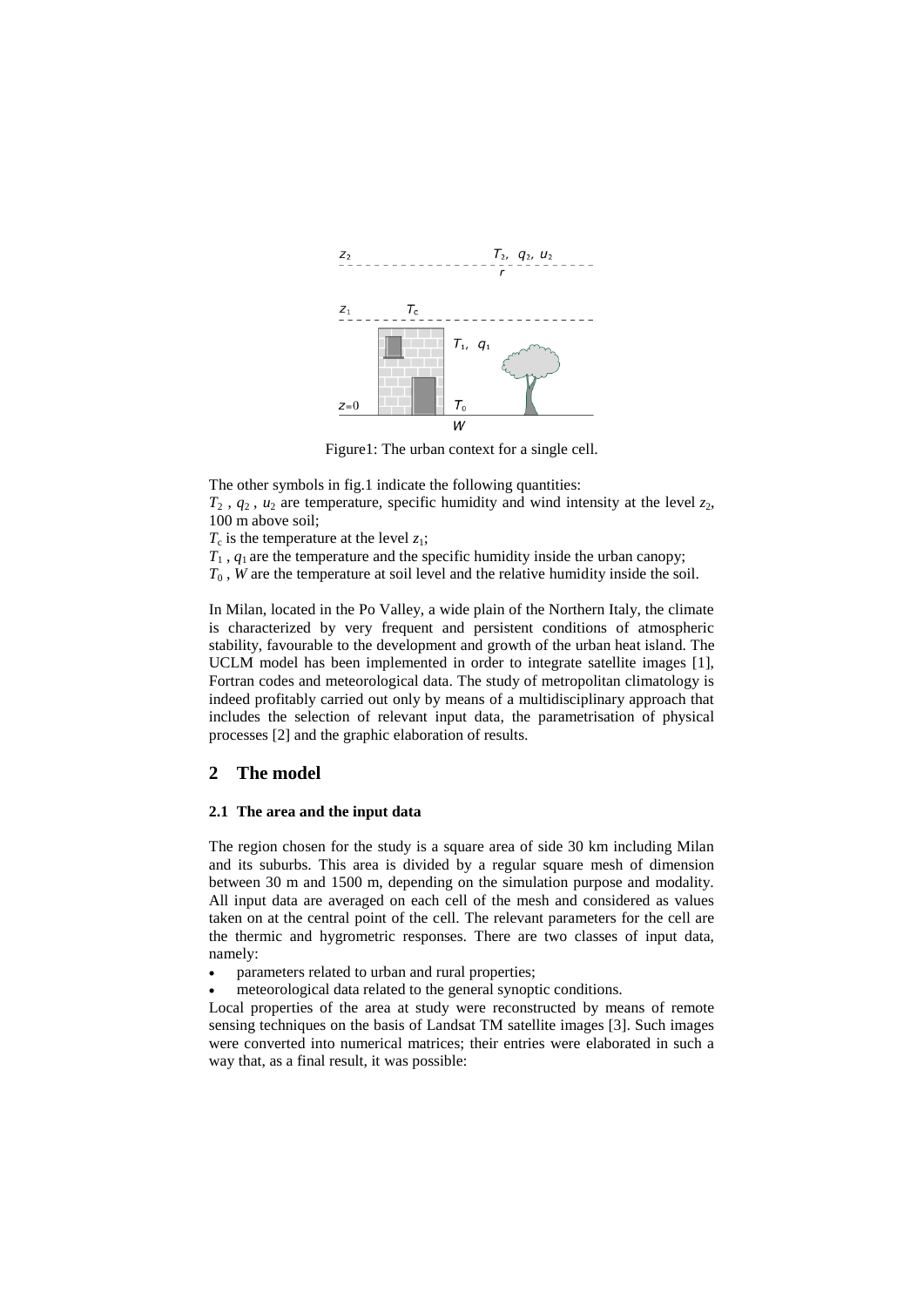Figure1: The urban context for a single cell.

The other symbols in fig.1 indicate the following quantities:

$T_2$ , $q_2$ , $u_2$ are temperature, specific humidity and wind intensity at the level $z_2$, 100 m above soil;

$T_c$ is the temperature at the level $z_1$;

$T_1$ , $q_1$ are the temperature and the specific humidity inside the urban canopy;

$T_0$ , $W$ are the temperature at soil level and the relative humidity inside the soil.

In Milan, located in the Po Valley, a wide plain of the Northern Italy, the climate is characterized by very frequent and persistent conditions of atmospheric stability, favourable to the development and growth of the urban heat island. The UCLM model has been implemented in order to integrate satellite images [1], Fortran codes and meteorological data. The study of metropolitan climatology is indeed profitably carried out only by means of a multidisciplinary approach that includes the selection of relevant input data, the parametrisation of physical processes [2] and the graphic elaboration of results.

## 2 The model

### 2.1 The area and the input data

The region chosen for the study is a square area of side 30 km including Milan and its suburbs. This area is divided by a regular square mesh of dimension between 30 m and 1500 m, depending on the simulation purpose and modality. All input data are averaged on each cell of the mesh and considered as values taken on at the central point of the cell. The relevant parameters for the cell are the thermic and hygrometric responses. There are two classes of input data, namely:

- parameters related to urban and rural properties;
- meteorological data related to the general synoptic conditions.

Local properties of the area at study were reconstructed by means of remote sensing techniques on the basis of Landsat TM satellite images [3]. Such images were converted into numerical matrices; their entries were elaborated in such a way that, as a final result, it was possible: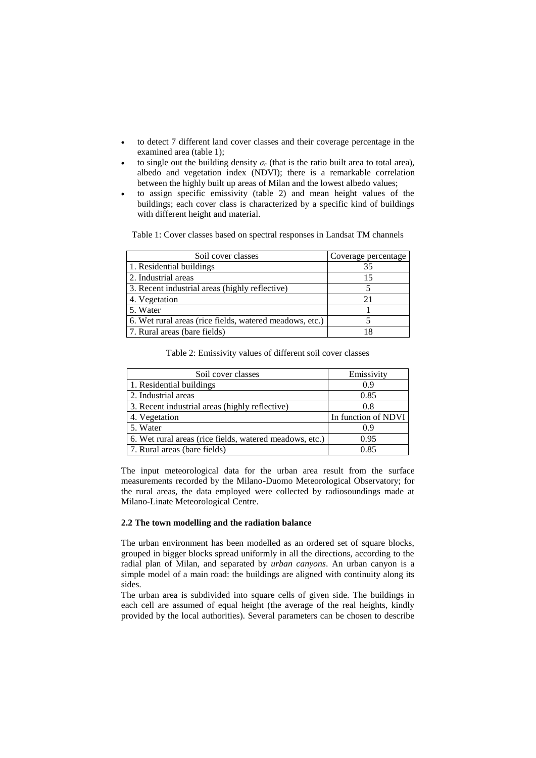- to detect 7 different land cover classes and their coverage percentage in the examined area (table 1);
- to single out the building density $\sigma_c$ (that is the ratio built area to total area), albedo and vegetation index (NDVI); there is a remarkable correlation between the highly built up areas of Milan and the lowest albedo values;
- to assign specific emissivity (table 2) and mean height values of the buildings; each cover class is characterized by a specific kind of buildings with different height and material.

Table 1: Cover classes based on spectral responses in Landsat TM channels

| Soil cover classes | Coverage percentage |
|---|---|
| 1. Residential buildings | 35 |
| 2. Industrial areas | 15 |
| 3. Recent industrial areas (highly reflective) | 5 |
| 4. Vegetation | 21 |
| 5. Water | 1 |
| 6. Wet rural areas (rice fields, watered meadows, etc.) | 5 |
| 7. Rural areas (bare fields) | 18 |

Table 2: Emissivity values of different soil cover classes

| Soil cover classes | Emissivity |
|---|---|
| 1. Residential buildings | 0.9 |
| 2. Industrial areas | 0.85 |
| 3. Recent industrial areas (highly reflective) | 0.8 |
| 4. Vegetation | In function of NDVI |
| 5. Water | 0.9 |
| 6. Wet rural areas (rice fields, watered meadows, etc.) | 0.95 |
| 7. Rural areas (bare fields) | 0.85 |

The input meteorological data for the urban area result from the surface measurements recorded by the Milano-Duomo Meteorological Observatory; for the rural areas, the data employed were collected by radiosoundings made at Milano-Linate Meteorological Centre.

### 2.2 The town modelling and the radiation balance

The urban environment has been modelled as an ordered set of square blocks, grouped in bigger blocks spread uniformly in all the directions, according to the radial plan of Milan, and separated by *urban canyons*. An urban canyon is a simple model of a main road: the buildings are aligned with continuity along its sides.

The urban area is subdivided into square cells of given side. The buildings in each cell are assumed of equal height (the average of the real heights, kindly provided by the local authorities). Several parameters can be chosen to describe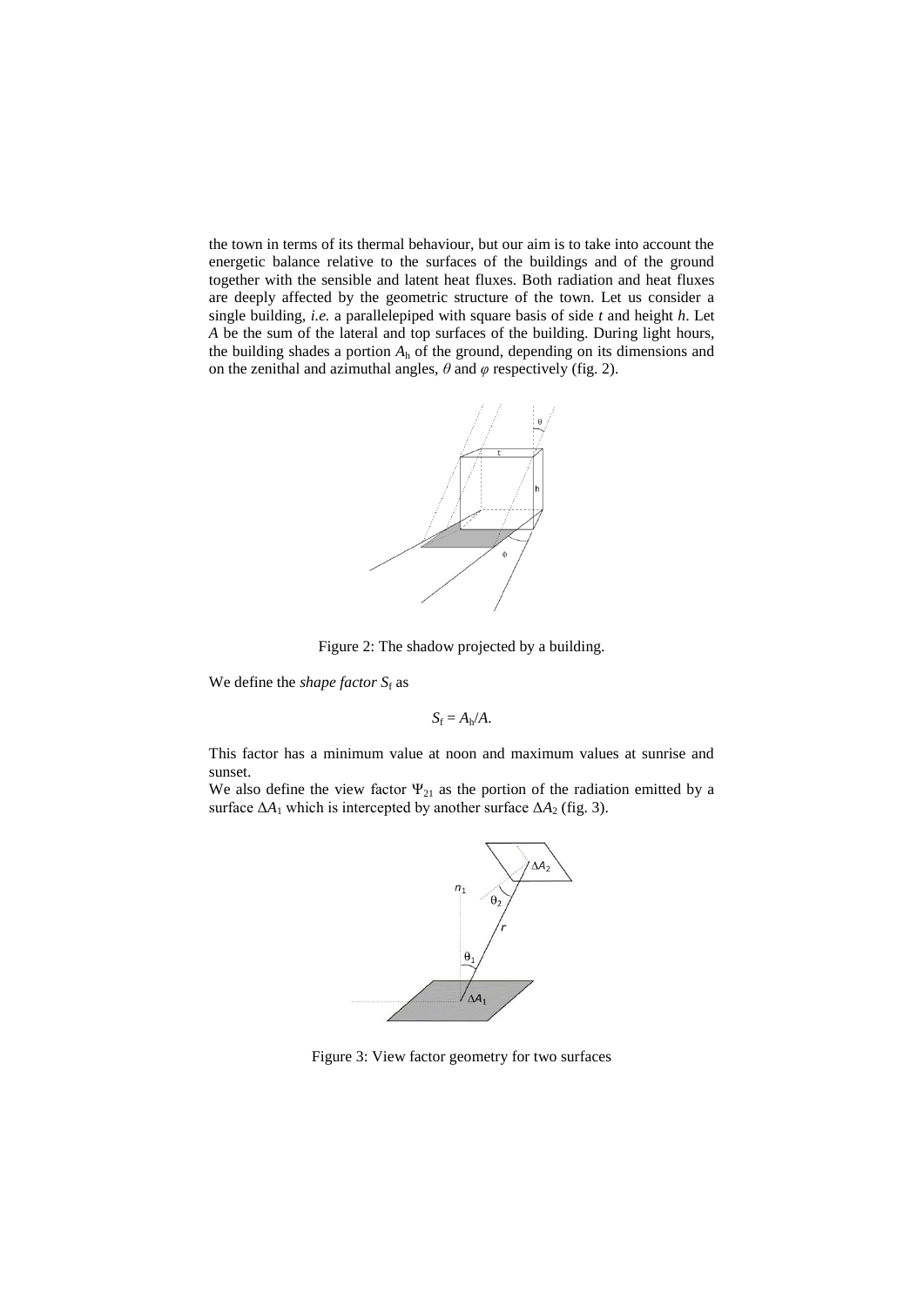the town in terms of its thermal behaviour, but our aim is to take into account the energetic balance relative to the surfaces of the buildings and of the ground together with the sensible and latent heat fluxes. Both radiation and heat fluxes are deeply affected by the geometric structure of the town. Let us consider a single building, *i.e.* a parallelepiped with square basis of side $t$ and height $h$. Let $A$ be the sum of the lateral and top surfaces of the building. During light hours, the building shades a portion $A_h$ of the ground, depending on its dimensions and on the zenithal and azimuthal angles, $\theta$ and $\varphi$ respectively (fig. 2).

Figure 2: The shadow projected by a building.

We define the *shape factor* $S_f$ as

$$S_f = A_h/A.$$

This factor has a minimum value at noon and maximum values at sunrise and sunset.

We also define the view factor $\Psi_{21}$ as the portion of the radiation emitted by a surface $\Delta A_1$ which is intercepted by another surface $\Delta A_2$ (fig. 3).

Figure 3: View factor geometry for two surfaces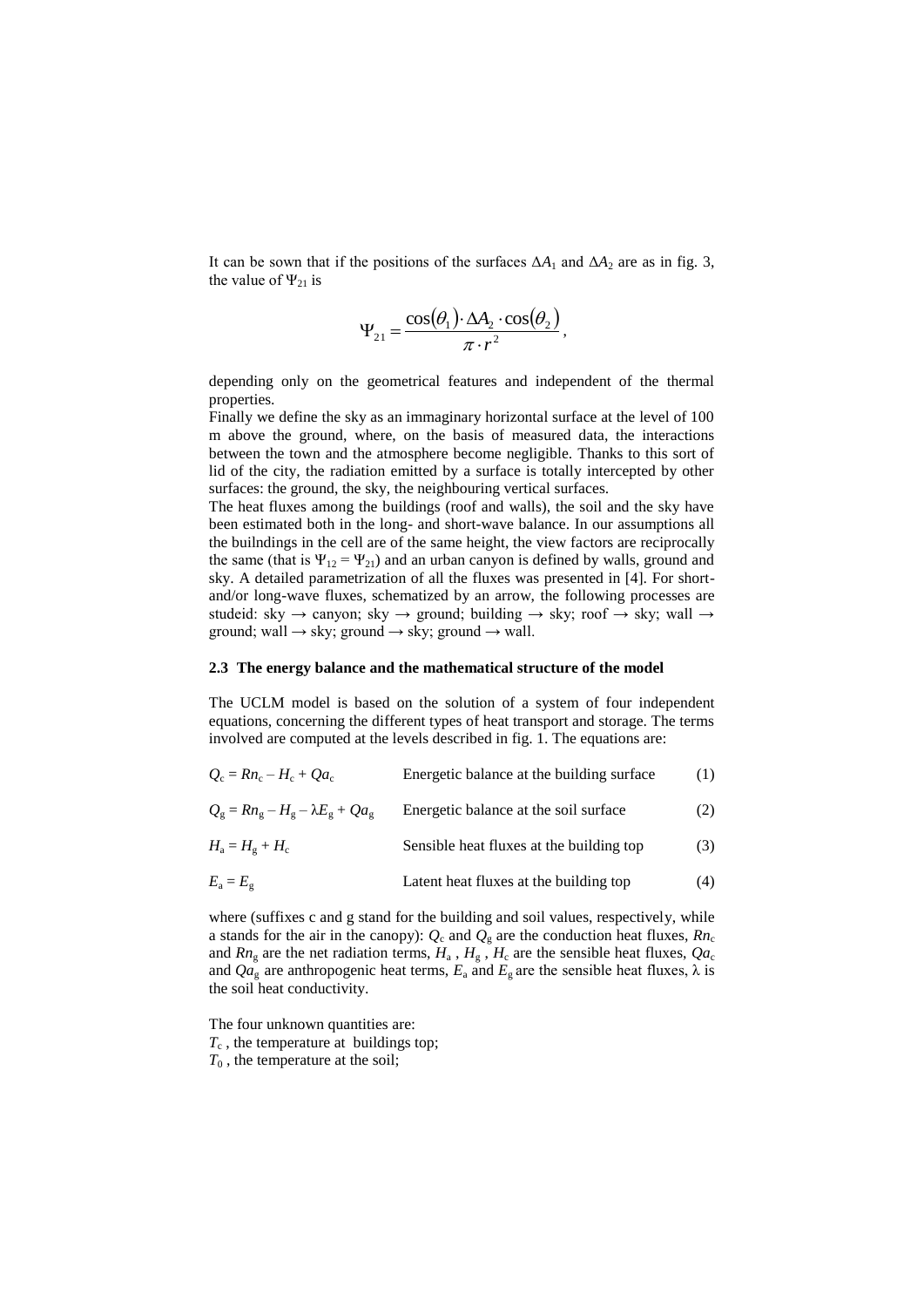It can be sown that if the positions of the surfaces $\Delta A_1$ and $\Delta A_2$ are as in fig. 3, the value of $\Psi_{21}$ is

$$\Psi_{21} = \frac{\cos(\theta_1) \cdot \Delta A_2 \cdot \cos(\theta_2)}{\pi \cdot r^2},$$

depending only on the geometrical features and independent of the thermal properties.

Finally we define the sky as an immaginary horizontal surface at the level of 100 m above the ground, where, on the basis of measured data, the interactions between the town and the atmosphere become negligible. Thanks to this sort of lid of the city, the radiation emitted by a surface is totally intercepted by other surfaces: the ground, the sky, the neighbouring vertical surfaces.

The heat fluxes among the buildings (roof and walls), the soil and the sky have been estimated both in the long- and short-wave balance. In our assumptions all the builndings in the cell are of the same height, the view factors are reciprocally the same (that is $\Psi_{12} = \Psi_{21}$) and an urban canyon is defined by walls, ground and sky. A detailed parametrization of all the fluxes was presented in [4]. For short- and/or long-wave fluxes, schematized by an arrow, the following processes are studeid: sky → canyon; sky → ground; building → sky; roof → sky; wall → ground; wall → sky; ground → sky; ground → wall.

### 2.3 The energy balance and the mathematical structure of the model

The UCLM model is based on the solution of a system of four independent equations, concerning the different types of heat transport and storage. The terms involved are computed at the levels described in fig. 1. The equations are:

| | | |
|---|---|---|
| $Q_c = Rn_c - H_c + Qa_c$ | Energetic balance at the building surface | (1) |
| $Q_g = Rn_g - H_g - \lambda E_g + Qa_g$ | Energetic balance at the soil surface | (2) |
| $H_a = H_g + H_c$ | Sensible heat fluxes at the building top | (3) |
| $E_a = E_g$ | Latent heat fluxes at the building top | (4) |

where (suffixes c and g stand for the building and soil values, respectively, while a stands for the air in the canopy): $Q_c$ and $Q_g$ are the conduction heat fluxes, $Rn_c$ and $Rn_g$ are the net radiation terms, $H_a$ , $H_g$ , $H_c$ are the sensible heat fluxes, $Qa_c$ and $Qa_g$ are anthropogenic heat terms, $E_a$ and $E_g$ are the sensible heat fluxes, $\lambda$ is the soil heat conductivity.

The four unknown quantities are:

$T_c$ , the temperature at buildings top;

$T_0$ , the temperature at the soil;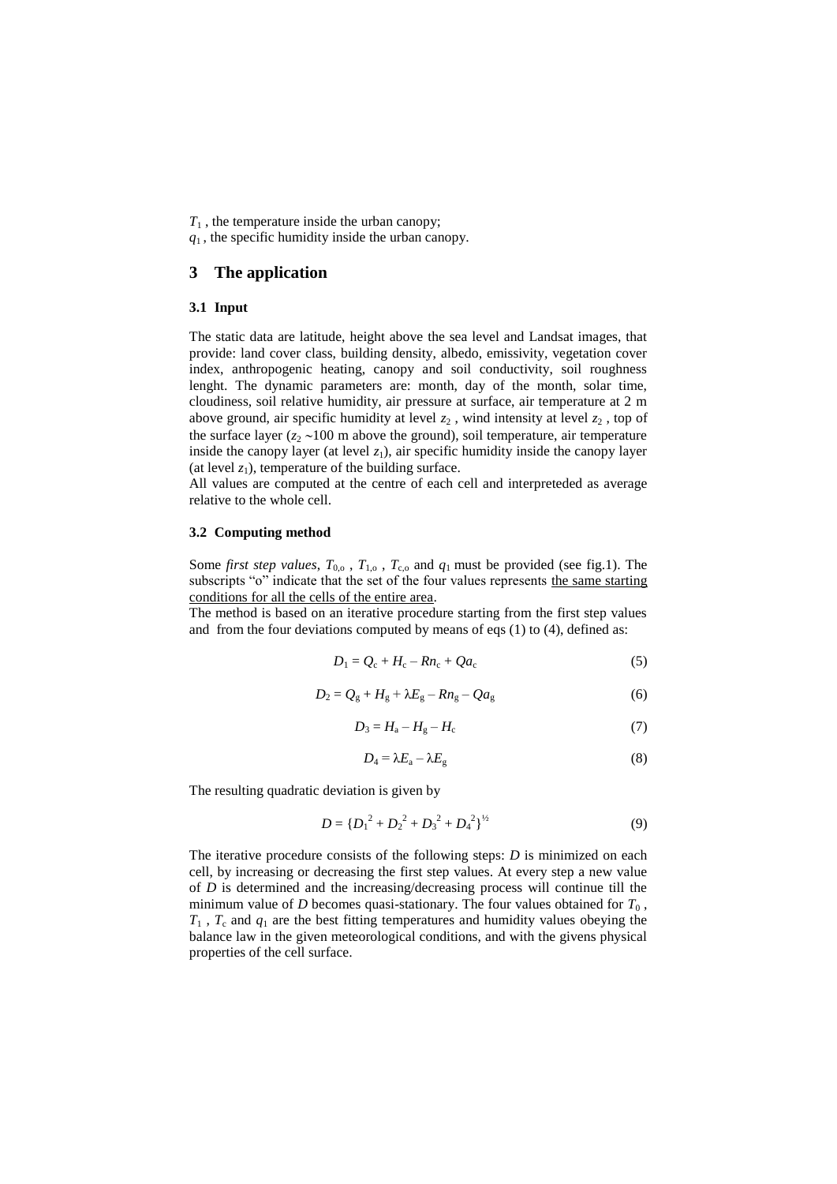$T_1$ , the temperature inside the urban canopy;
$q_1$ , the specific humidity inside the urban canopy.

## 3 The application

### 3.1 Input

The static data are latitude, height above the sea level and Landsat images, that provide: land cover class, building density, albedo, emissivity, vegetation cover index, anthropogenic heating, canopy and soil conductivity, soil roughness lenght. The dynamic parameters are: month, day of the month, solar time, cloudiness, soil relative humidity, air pressure at surface, air temperature at 2 m above ground, air specific humidity at level $z_2$ , wind intensity at level $z_2$ , top of the surface layer ($z_2$ ~100 m above the ground), soil temperature, air temperature inside the canopy layer (at level $z_1$), air specific humidity inside the canopy layer (at level $z_1$), temperature of the building surface.

All values are computed at the centre of each cell and interpreteded as average relative to the whole cell.

### 3.2 Computing method

Some *first step values*, $T_{0,o}$ , $T_{1,o}$ , $T_{c,o}$ and $q_1$ must be provided (see fig.1). The subscripts "o" indicate that the set of the four values represents the same starting conditions for all the cells of the entire area.

The method is based on an iterative procedure starting from the first step values and from the four deviations computed by means of eqs (1) to (4), defined as:

$$D_1 = Q_c + H_c - Rn_c + Qa_c \tag{5}$$

$$D_2 = Q_g + H_g + \lambda E_g - Rn_g - Qa_g \tag{6}$$

$$D_3 = H_a - H_g - H_c \tag{7}$$

$$D_4 = \lambda E_a - \lambda E_g \tag{8}$$

The resulting quadratic deviation is given by

$$D = \{D_1^2 + D_2^2 + D_3^2 + D_4^2\}^{½} \tag{9}$$

The iterative procedure consists of the following steps: $D$ is minimized on each cell, by increasing or decreasing the first step values. At every step a new value of $D$ is determined and the increasing/decreasing process will continue till the minimum value of $D$ becomes quasi-stationary. The four values obtained for $T_0$ , $T_1$ , $T_c$ and $q_1$ are the best fitting temperatures and humidity values obeying the balance law in the given meteorological conditions, and with the givens physical properties of the cell surface.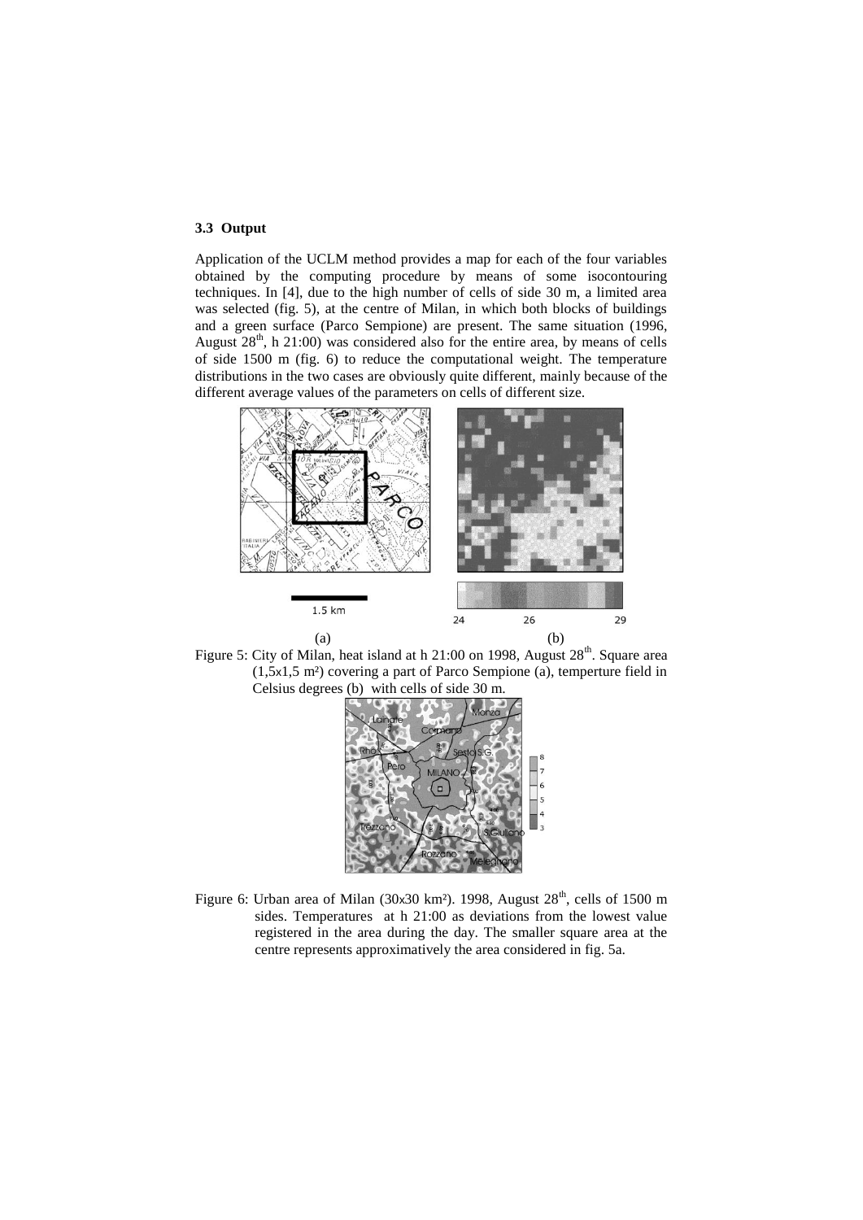### 3.3 Output

Application of the UCLM method provides a map for each of the four variables obtained by the computing procedure by means of some isocontouring techniques. In [4], due to the high number of cells of side 30 m, a limited area was selected (fig. 5), at the centre of Milan, in which both blocks of buildings and a green surface (Parco Sempione) are present. The same situation (1996, August 28th, h 21:00) was considered also for the entire area, by means of cells of side 1500 m (fig. 6) to reduce the computational weight. The temperature distributions in the two cases are obviously quite different, mainly because of the different average values of the parameters on cells of different size.

Figure 5: City of Milan, heat island at h 21:00 on 1998, August 28th. Square area (1,5x1,5 m²) covering a part of Parco Sempione (a), temperture field in Celsius degrees (b) with cells of side 30 m.

Figure 6: Urban area of Milan (30x30 km²). 1998, August 28th, cells of 1500 m sides. Temperatures at h 21:00 as deviations from the lowest value registered in the area during the day. The smaller square area at the centre represents approximatively the area considered in fig. 5a.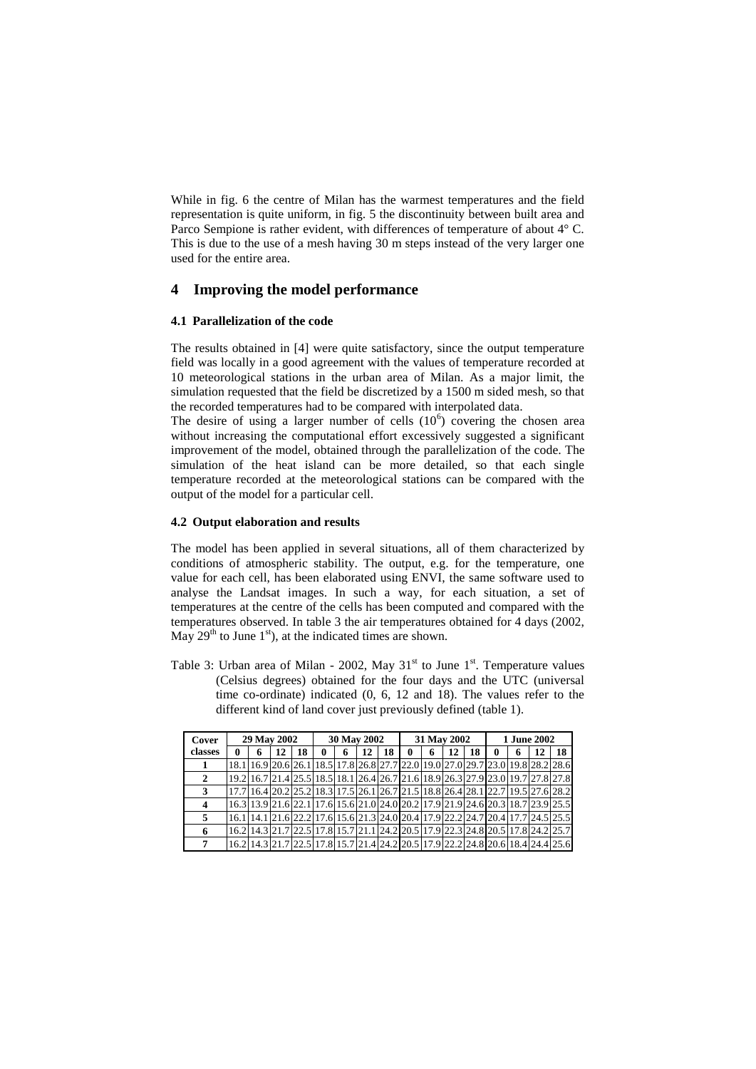While in fig. 6 the centre of Milan has the warmest temperatures and the field representation is quite uniform, in fig. 5 the discontinuity between built area and Parco Sempione is rather evident, with differences of temperature of about 4° C. This is due to the use of a mesh having 30 m steps instead of the very larger one used for the entire area.

# 4 Improving the model performance

### 4.1 Parallelization of the code

The results obtained in [4] were quite satisfactory, since the output temperature field was locally in a good agreement with the values of temperature recorded at 10 meteorological stations in the urban area of Milan. As a major limit, the simulation requested that the field be discretized by a 1500 m sided mesh, so that the recorded temperatures had to be compared with interpolated data.

The desire of using a larger number of cells ($10^6$) covering the chosen area without increasing the computational effort excessively suggested a significant improvement of the model, obtained through the parallelization of the code. The simulation of the heat island can be more detailed, so that each single temperature recorded at the meteorological stations can be compared with the output of the model for a particular cell.

### 4.2 Output elaboration and results

The model has been applied in several situations, all of them characterized by conditions of atmospheric stability. The output, e.g. for the temperature, one value for each cell, has been elaborated using ENVI, the same software used to analyse the Landsat images. In such a way, for each situation, a set of temperatures at the centre of the cells has been computed and compared with the temperatures observed. In table 3 the air temperatures obtained for 4 days (2002, May 29th to June 1st), at the indicated times are shown.

Table 3: Urban area of Milan - 2002, May 31st to June 1st. Temperature values (Celsius degrees) obtained for the four days and the UTC (universal time co-ordinate) indicated (0, 6, 12 and 18). The values refer to the different kind of land cover just previously defined (table 1).

| Cover classes | 29 May 2002 | | | | 30 May 2002 | | | | 31 May 2002 | | | | 1 June 2002 | | | |
|---|---|---|---|---|---|---|---|---|---|---|---|---|---|---|---|---|
| | **0** | **6** | **12** | **18** | **0** | **6** | **12** | **18** | **0** | **6** | **12** | **18** | **0** | **6** | **12** | **18** |
| **1** | 18.1 | 16.9 | 20.6 | 26.1 | 18.5 | 17.8 | 26.8 | 27.7 | 22.0 | 19.0 | 27.0 | 29.7 | 23.0 | 19.8 | 28.2 | 28.6 |
| **2** | 19.2 | 16.7 | 21.4 | 25.5 | 18.5 | 18.1 | 26.4 | 26.7 | 21.6 | 18.9 | 26.3 | 27.9 | 23.0 | 19.7 | 27.8 | 27.8 |
| **3** | 17.7 | 16.4 | 20.2 | 25.2 | 18.3 | 17.5 | 26.1 | 26.7 | 21.5 | 18.8 | 26.4 | 28.1 | 22.7 | 19.5 | 27.6 | 28.2 |
| **4** | 16.3 | 13.9 | 21.6 | 22.1 | 17.6 | 15.6 | 21.0 | 24.0 | 20.2 | 17.9 | 21.9 | 24.6 | 20.3 | 18.7 | 23.9 | 25.5 |
| **5** | 16.1 | 14.1 | 21.6 | 22.2 | 17.6 | 15.6 | 21.3 | 24.0 | 20.4 | 17.9 | 22.2 | 24.7 | 20.4 | 17.7 | 24.5 | 25.5 |
| **6** | 16.2 | 14.3 | 21.7 | 22.5 | 17.8 | 15.7 | 21.1 | 24.2 | 20.5 | 17.9 | 22.3 | 24.8 | 20.5 | 17.8 | 24.2 | 25.7 |
| **7** | 16.2 | 14.3 | 21.7 | 22.5 | 17.8 | 15.7 | 21.4 | 24.2 | 20.5 | 17.9 | 22.2 | 24.8 | 20.6 | 18.4 | 24.4 | 25.6 |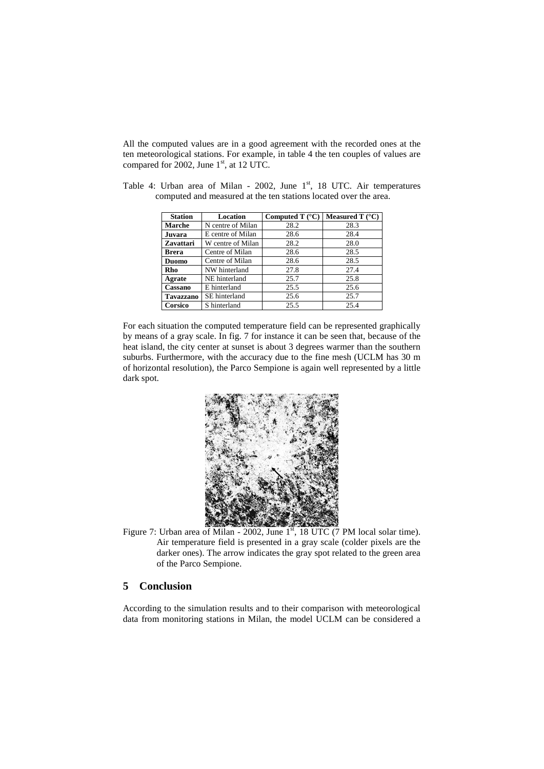All the computed values are in a good agreement with the recorded ones at the ten meteorological stations. For example, in table 4 the ten couples of values are compared for 2002, June 1st, at 12 UTC.

Table 4: Urban area of Milan - 2002, June 1st, 18 UTC. Air temperatures computed and measured at the ten stations located over the area.

| Station | Location | Computed T (°C) | Measured T (°C) |
|---|---|---|---|
| **Marche** | N centre of Milan | 28.2 | 28.3 |
| **Juvara** | E centre of Milan | 28.6 | 28.4 |
| **Zavattari** | W centre of Milan | 28.2 | 28.0 |
| **Brera** | Centre of Milan | 28.6 | 28.5 |
| **Duomo** | Centre of Milan | 28.6 | 28.5 |
| **Rho** | NW hinterland | 27.8 | 27.4 |
| **Agrate** | NE hinterland | 25.7 | 25.8 |
| **Cassano** | E hinterland | 25.5 | 25.6 |
| **Tavazzano** | SE hinterland | 25.6 | 25.7 |
| **Corsico** | S hinterland | 25.5 | 25.4 |

For each situation the computed temperature field can be represented graphically by means of a gray scale. In fig. 7 for instance it can be seen that, because of the heat island, the city center at sunset is about 3 degrees warmer than the southern suburbs. Furthermore, with the accuracy due to the fine mesh (UCLM has 30 m of horizontal resolution), the Parco Sempione is again well represented by a little dark spot.

Figure 7: Urban area of Milan - 2002, June 1st, 18 UTC (7 PM local solar time). Air temperature field is presented in a gray scale (colder pixels are the darker ones). The arrow indicates the gray spot related to the green area of the Parco Sempione.

## 5 Conclusion

According to the simulation results and to their comparison with meteorological data from monitoring stations in Milan, the model UCLM can be considered a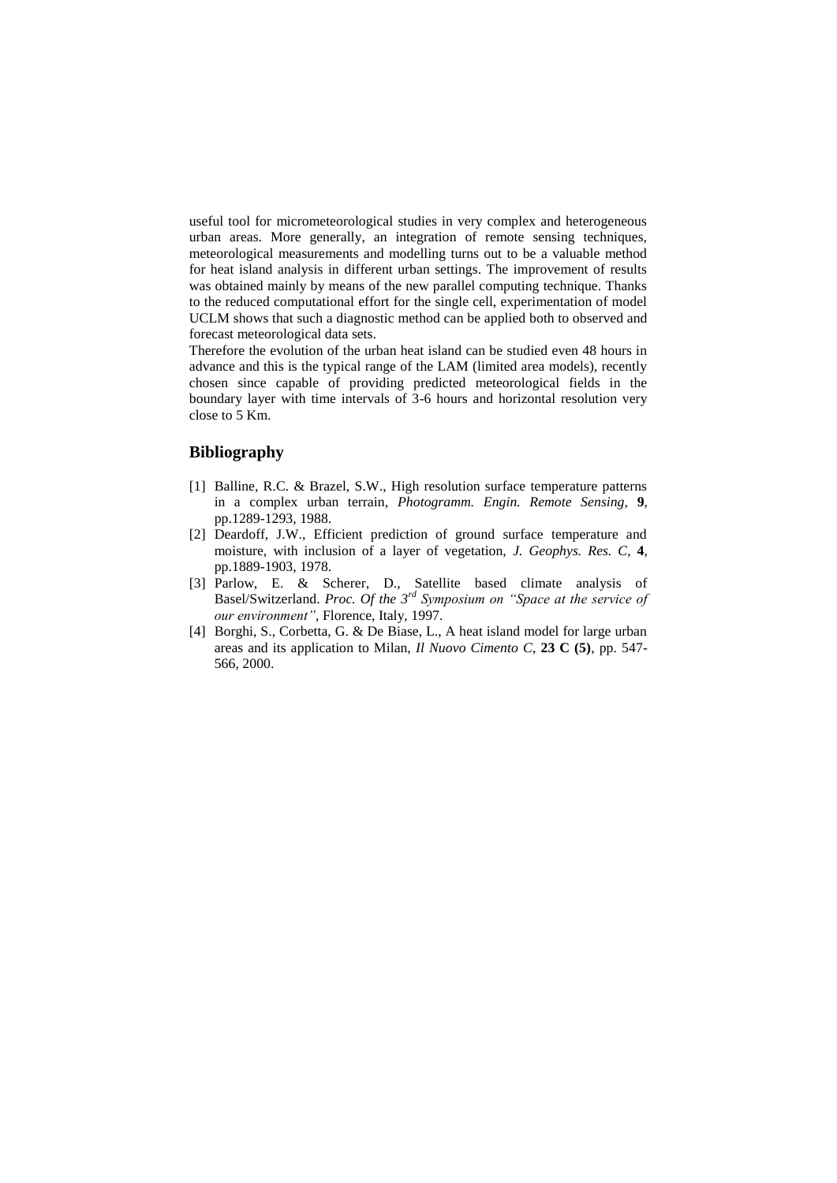useful tool for micrometeorological studies in very complex and heterogeneous urban areas. More generally, an integration of remote sensing techniques, meteorological measurements and modelling turns out to be a valuable method for heat island analysis in different urban settings. The improvement of results was obtained mainly by means of the new parallel computing technique. Thanks to the reduced computational effort for the single cell, experimentation of model UCLM shows that such a diagnostic method can be applied both to observed and forecast meteorological data sets.

Therefore the evolution of the urban heat island can be studied even 48 hours in advance and this is the typical range of the LAM (limited area models), recently chosen since capable of providing predicted meteorological fields in the boundary layer with time intervals of 3-6 hours and horizontal resolution very close to 5 Km.

## Bibliography

[1] Balline, R.C. & Brazel, S.W., High resolution surface temperature patterns in a complex urban terrain, *Photogramm. Engin. Remote Sensing*, **9**, pp.1289-1293, 1988.

[2] Deardoff, J.W., Efficient prediction of ground surface temperature and moisture, with inclusion of a layer of vegetation, *J. Geophys. Res. C*, **4**, pp.1889-1903, 1978.

[3] Parlow, E. & Scherer, D., Satellite based climate analysis of Basel/Switzerland. *Proc. Of the 3rd Symposium on "Space at the service of our environment"*, Florence, Italy, 1997.

[4] Borghi, S., Corbetta, G. & De Biase, L., A heat island model for large urban areas and its application to Milan, *Il Nuovo Cimento C*, **23 C (5)**, pp. 547-566, 2000.